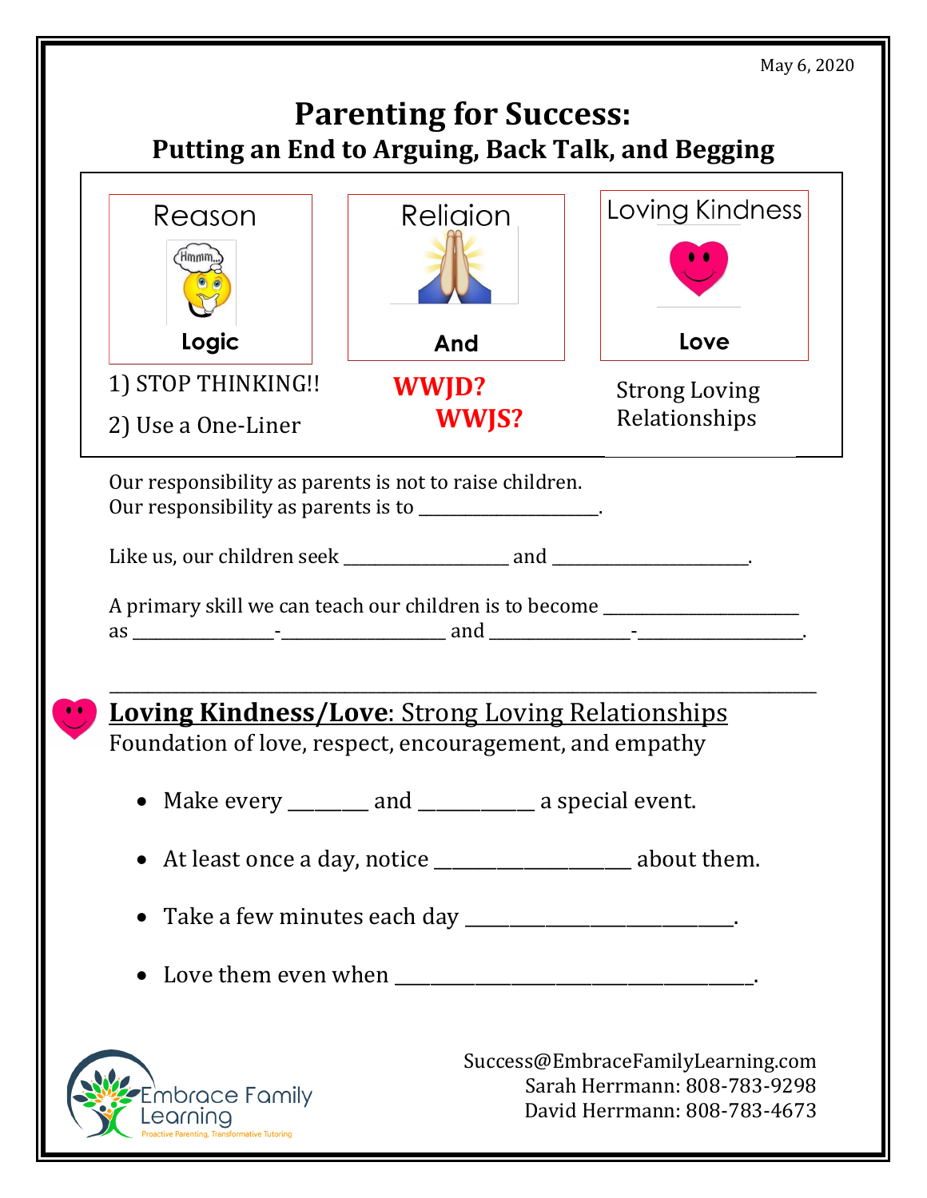May 6, 2020

# Parenting for Success:
## Putting an End to Arguing, Back Talk, and Begging

| Reason | Religion | Loving Kindness |
|---|---|---|
| Logic | And | Love |
| 1) STOP THINKING!! <br> 2) Use a One-Liner | **WWJD?** <br> **WWJS?** | Strong Loving Relationships |

Our responsibility as parents is not to raise children.
Our responsibility as parents is to ____________________.

Like us, our children seek __________________ and _____________________.

A primary skill we can teach our children is to become _____________________ as _______________-__________________ and _______________-__________________.

---

## Loving Kindness/Love: Strong Loving Relationships

Foundation of love, respect, encouragement, and empathy

- Make every ________ and ___________ a special event.
- At least once a day, notice ___________________ about them.
- Take a few minutes each day _________________________.
- Love them even when __________________________________.

Embrace Family Learning
Proactive Parenting, Transformative Tutoring

Success@EmbraceFamilyLearning.com
Sarah Herrmann: 808-783-9298
David Herrmann: 808-783-4673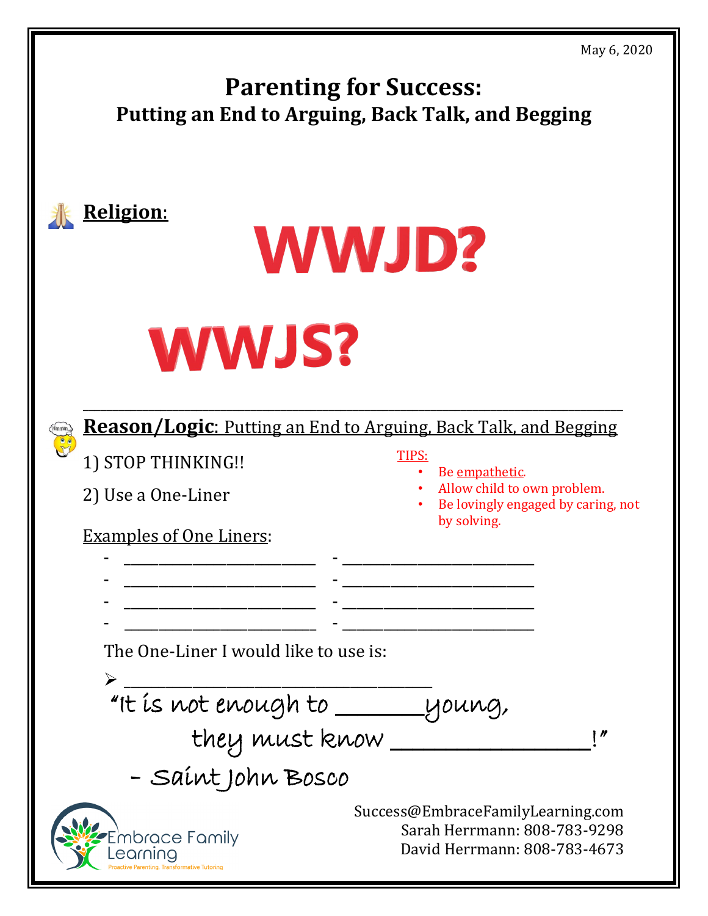May 6, 2020

# Parenting for Success:
## Putting an End to Arguing, Back Talk, and Begging

**Religion**:

WWJD?

WWJS?

---

**Reason/Logic**: Putting an End to Arguing, Back Talk, and Begging

1) STOP THINKING!!

2) Use a One-Liner

TIPS:
- Be empathetic.
- Allow child to own problem.
- Be lovingly engaged by caring, not by solving.

Examples of One Liners:

- ______________________ - ______________________
- ______________________ - ______________________
- ______________________ - ______________________
- ______________________ - ______________________

The One-Liner I would like to use is:

➢ ______________________________

"It is not enough to _______ young, they must know _______________!"

– Saint John Bosco

Embrace Family Learning
Proactive Parenting, Transformative Tutoring

Success@EmbraceFamilyLearning.com
Sarah Herrmann: 808-783-9298
David Herrmann: 808-783-4673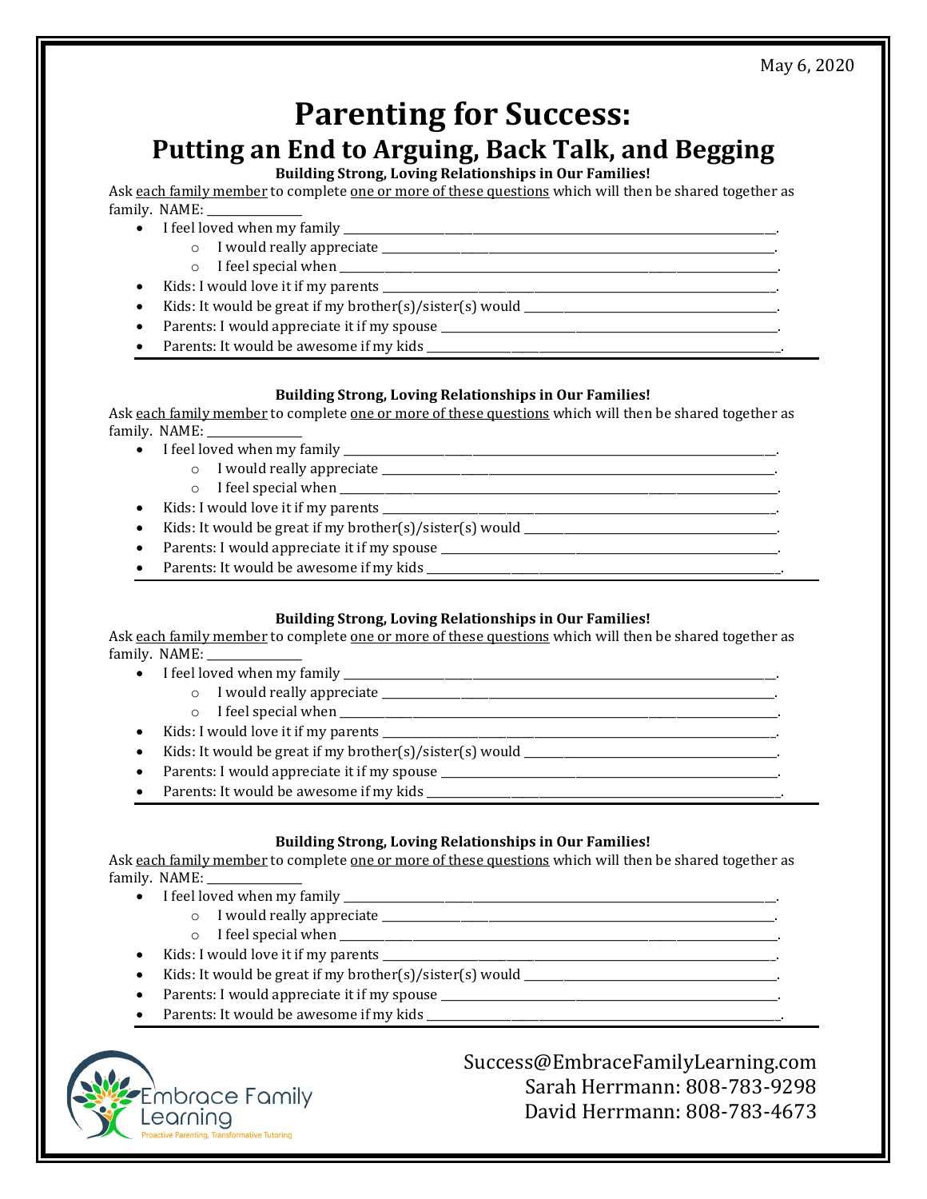May 6, 2020

# Parenting for Success:

## Putting an End to Arguing, Back Talk, and Begging

**Building Strong, Loving Relationships in Our Families!**

Ask each family member to complete one or more of these questions which will then be shared together as family. NAME: _______________

- I feel loved when my family ________________________________________________.
  - I would really appreciate ________________________________________________.
  - I feel special when ________________________________________________.
- Kids: I would love it if my parents ________________________________________________.
- Kids: It would be great if my brother(s)/sister(s) would ________________________________.
- Parents: I would appreciate it if my spouse ________________________________________.
- Parents: It would be awesome if my kids ________________________________________.

---

**Building Strong, Loving Relationships in Our Families!**

Ask each family member to complete one or more of these questions which will then be shared together as family. NAME: _______________

- I feel loved when my family ________________________________________________.
  - I would really appreciate ________________________________________________.
  - I feel special when ________________________________________________.
- Kids: I would love it if my parents ________________________________________________.
- Kids: It would be great if my brother(s)/sister(s) would ________________________________.
- Parents: I would appreciate it if my spouse ________________________________________.
- Parents: It would be awesome if my kids ________________________________________.

---

**Building Strong, Loving Relationships in Our Families!**

Ask each family member to complete one or more of these questions which will then be shared together as family. NAME: _______________

- I feel loved when my family ________________________________________________.
  - I would really appreciate ________________________________________________.
  - I feel special when ________________________________________________.
- Kids: I would love it if my parents ________________________________________________.
- Kids: It would be great if my brother(s)/sister(s) would ________________________________.
- Parents: I would appreciate it if my spouse ________________________________________.
- Parents: It would be awesome if my kids ________________________________________.

---

**Building Strong, Loving Relationships in Our Families!**

Ask each family member to complete one or more of these questions which will then be shared together as family. NAME: _______________

- I feel loved when my family ________________________________________________.
  - I would really appreciate ________________________________________________.
  - I feel special when ________________________________________________.
- Kids: I would love it if my parents ________________________________________________.
- Kids: It would be great if my brother(s)/sister(s) would ________________________________.
- Parents: I would appreciate it if my spouse ________________________________________.
- Parents: It would be awesome if my kids ________________________________________.

---

Embrace Family Learning
Proactive Parenting, Transformative Tutoring

Success@EmbraceFamilyLearning.com
Sarah Herrmann: 808-783-9298
David Herrmann: 808-783-4673